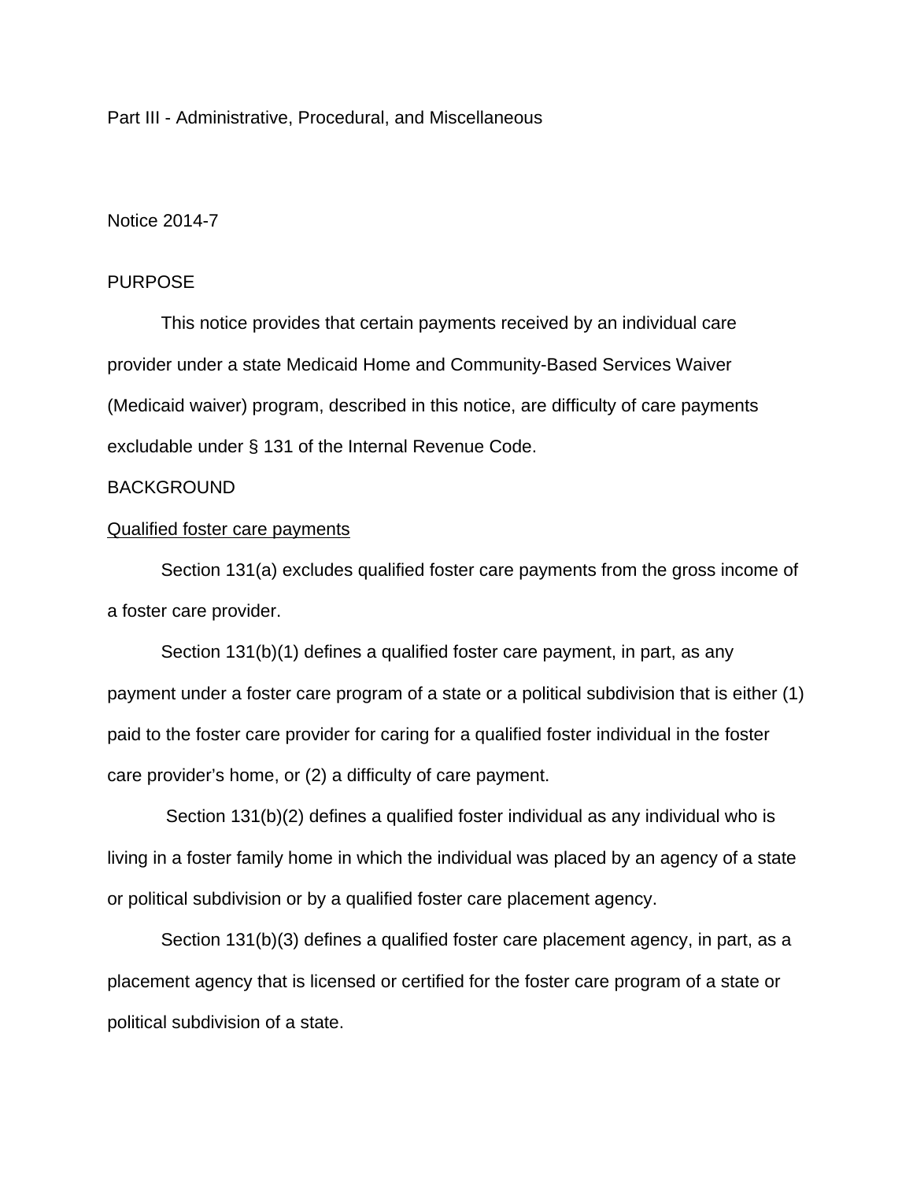Part III - Administrative, Procedural, and Miscellaneous

Notice 2014-7

## PURPOSE

This notice provides that certain payments received by an individual care provider under a state Medicaid Home and Community-Based Services Waiver (Medicaid waiver) program, described in this notice, are difficulty of care payments excludable under § 131 of the Internal Revenue Code.

## BACKGROUND

### Qualified foster care payments

Section 131(a) excludes qualified foster care payments from the gross income of a foster care provider.

Section 131(b)(1) defines a qualified foster care payment, in part, as any payment under a foster care program of a state or a political subdivision that is either (1) paid to the foster care provider for caring for a qualified foster individual in the foster care provider's home, or (2) a difficulty of care payment.

Section 131(b)(2) defines a qualified foster individual as any individual who is living in a foster family home in which the individual was placed by an agency of a state or political subdivision or by a qualified foster care placement agency.

Section 131(b)(3) defines a qualified foster care placement agency, in part, as a placement agency that is licensed or certified for the foster care program of a state or political subdivision of a state.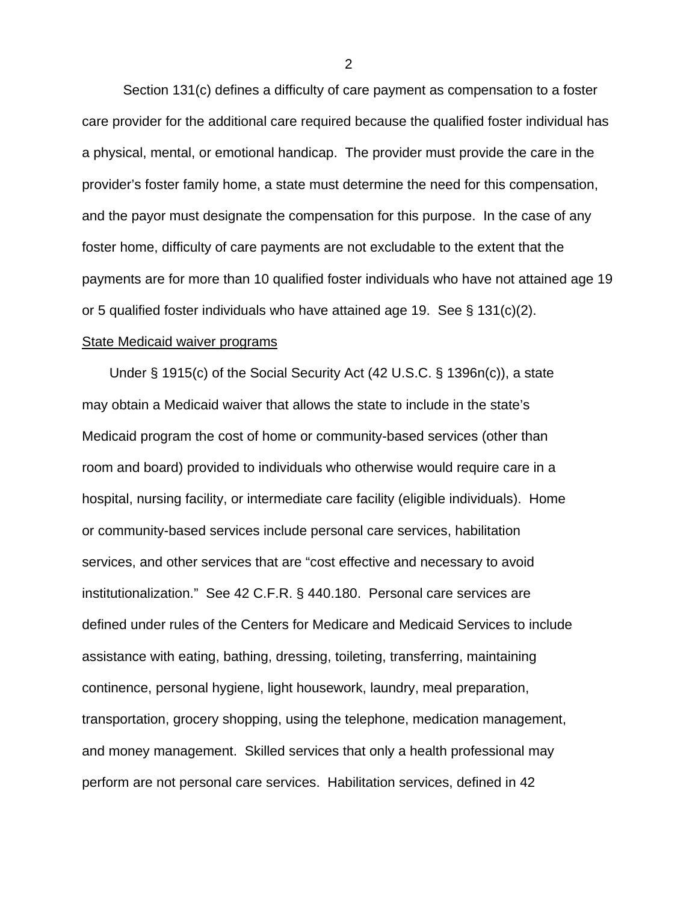Section 131(c) defines a difficulty of care payment as compensation to a foster care provider for the additional care required because the qualified foster individual has a physical, mental, or emotional handicap. The provider must provide the care in the provider's foster family home, a state must determine the need for this compensation, and the payor must designate the compensation for this purpose. In the case of any foster home, difficulty of care payments are not excludable to the extent that the payments are for more than 10 qualified foster individuals who have not attained age 19 or 5 qualified foster individuals who have attained age 19. See § 131(c)(2).

<u>State Medicaid waiver programs</u>

Under § 1915(c) of the Social Security Act (42 U.S.C. § 1396n(c)), a state may obtain a Medicaid waiver that allows the state to include in the state's Medicaid program the cost of home or community-based services (other than room and board) provided to individuals who otherwise would require care in a hospital, nursing facility, or intermediate care facility (eligible individuals). Home or community-based services include personal care services, habilitation services, and other services that are "cost effective and necessary to avoid institutionalization." See 42 C.F.R. § 440.180. Personal care services are defined under rules of the Centers for Medicare and Medicaid Services to include assistance with eating, bathing, dressing, toileting, transferring, maintaining continence, personal hygiene, light housework, laundry, meal preparation, transportation, grocery shopping, using the telephone, medication management, and money management. Skilled services that only a health professional may perform are not personal care services. Habilitation services, defined in 42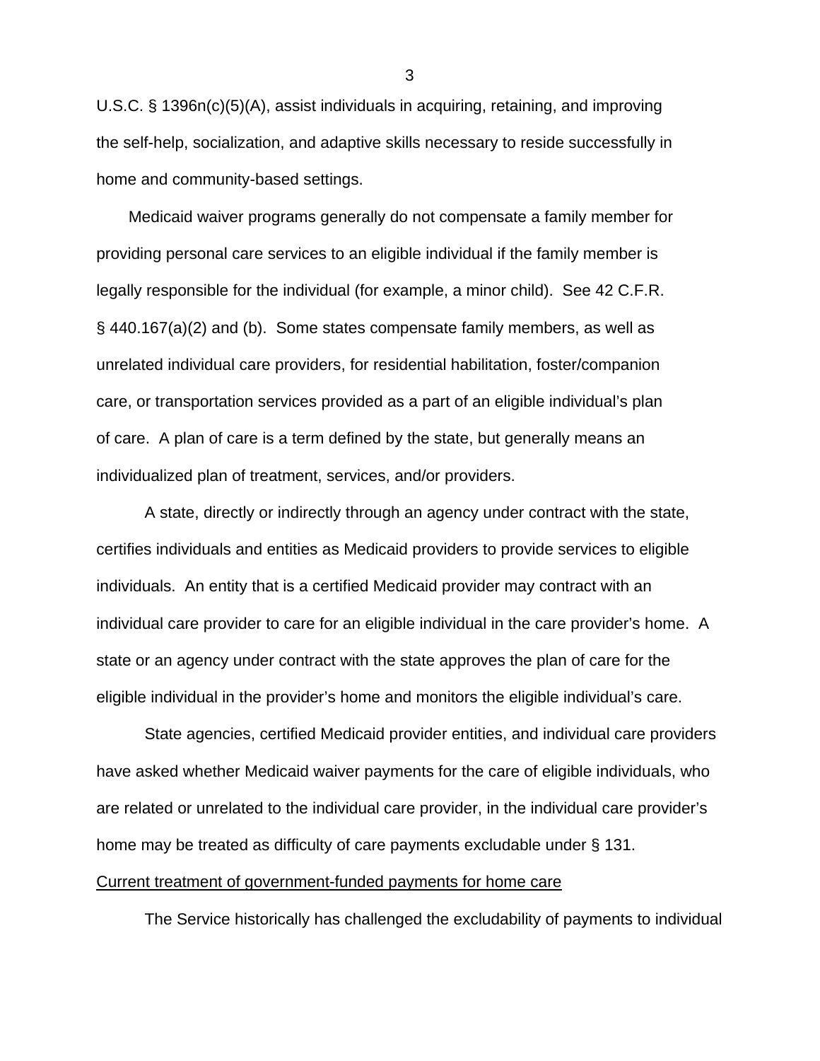U.S.C. § 1396n(c)(5)(A), assist individuals in acquiring, retaining, and improving the self-help, socialization, and adaptive skills necessary to reside successfully in home and community-based settings.

Medicaid waiver programs generally do not compensate a family member for providing personal care services to an eligible individual if the family member is legally responsible for the individual (for example, a minor child). See 42 C.F.R. § 440.167(a)(2) and (b). Some states compensate family members, as well as unrelated individual care providers, for residential habilitation, foster/companion care, or transportation services provided as a part of an eligible individual's plan of care. A plan of care is a term defined by the state, but generally means an individualized plan of treatment, services, and/or providers.

A state, directly or indirectly through an agency under contract with the state, certifies individuals and entities as Medicaid providers to provide services to eligible individuals. An entity that is a certified Medicaid provider may contract with an individual care provider to care for an eligible individual in the care provider's home. A state or an agency under contract with the state approves the plan of care for the eligible individual in the provider's home and monitors the eligible individual's care.

State agencies, certified Medicaid provider entities, and individual care providers have asked whether Medicaid waiver payments for the care of eligible individuals, who are related or unrelated to the individual care provider, in the individual care provider's home may be treated as difficulty of care payments excludable under § 131.

<u>Current treatment of government-funded payments for home care</u>

The Service historically has challenged the excludability of payments to individual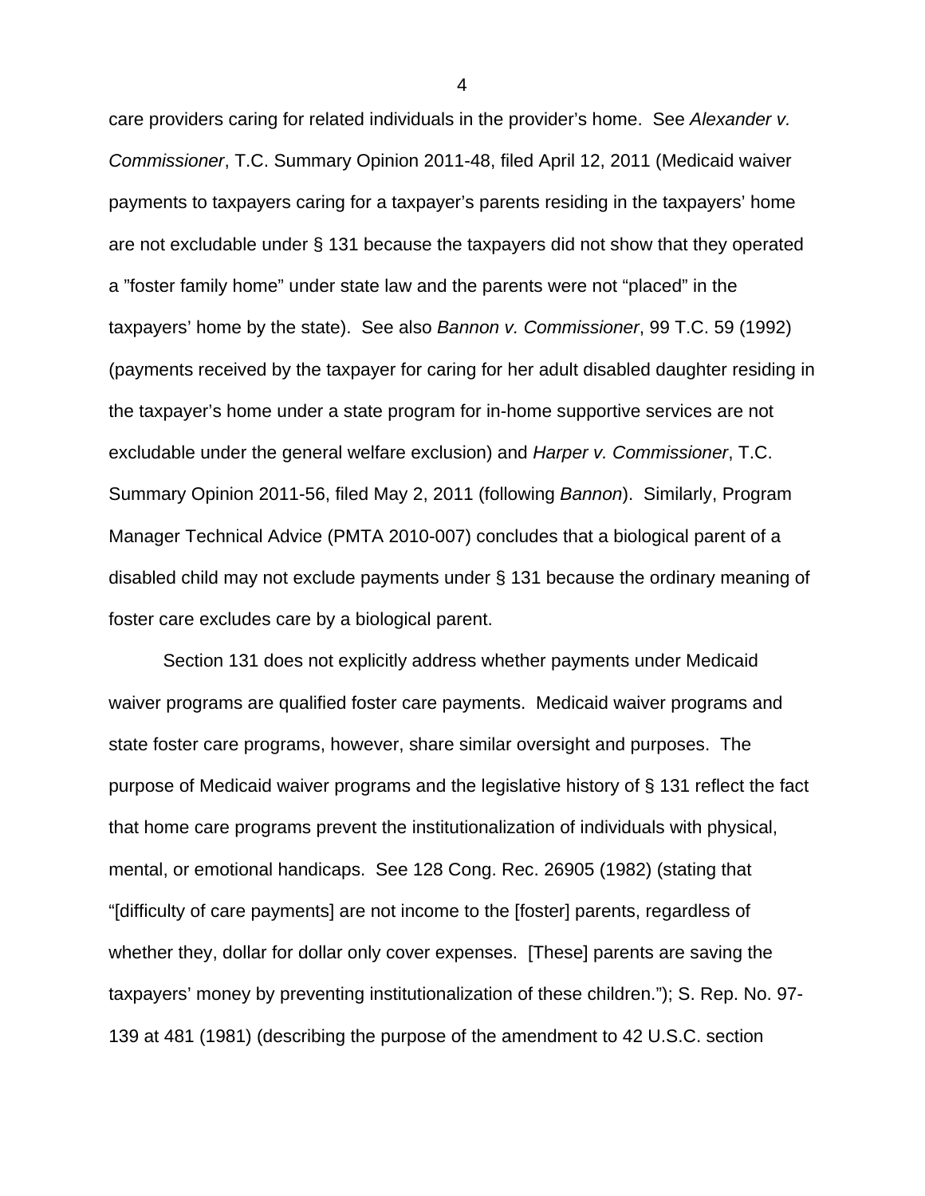care providers caring for related individuals in the provider's home. See *Alexander v. Commissioner*, T.C. Summary Opinion 2011-48, filed April 12, 2011 (Medicaid waiver payments to taxpayers caring for a taxpayer's parents residing in the taxpayers' home are not excludable under § 131 because the taxpayers did not show that they operated a "foster family home" under state law and the parents were not "placed" in the taxpayers' home by the state). See also *Bannon v. Commissioner*, 99 T.C. 59 (1992) (payments received by the taxpayer for caring for her adult disabled daughter residing in the taxpayer's home under a state program for in-home supportive services are not excludable under the general welfare exclusion) and *Harper v. Commissioner*, T.C. Summary Opinion 2011-56, filed May 2, 2011 (following *Bannon*). Similarly, Program Manager Technical Advice (PMTA 2010-007) concludes that a biological parent of a disabled child may not exclude payments under § 131 because the ordinary meaning of foster care excludes care by a biological parent.

Section 131 does not explicitly address whether payments under Medicaid waiver programs are qualified foster care payments. Medicaid waiver programs and state foster care programs, however, share similar oversight and purposes. The purpose of Medicaid waiver programs and the legislative history of § 131 reflect the fact that home care programs prevent the institutionalization of individuals with physical, mental, or emotional handicaps. See 128 Cong. Rec. 26905 (1982) (stating that "[difficulty of care payments] are not income to the [foster] parents, regardless of whether they, dollar for dollar only cover expenses. [These] parents are saving the taxpayers' money by preventing institutionalization of these children."); S. Rep. No. 97-139 at 481 (1981) (describing the purpose of the amendment to 42 U.S.C. section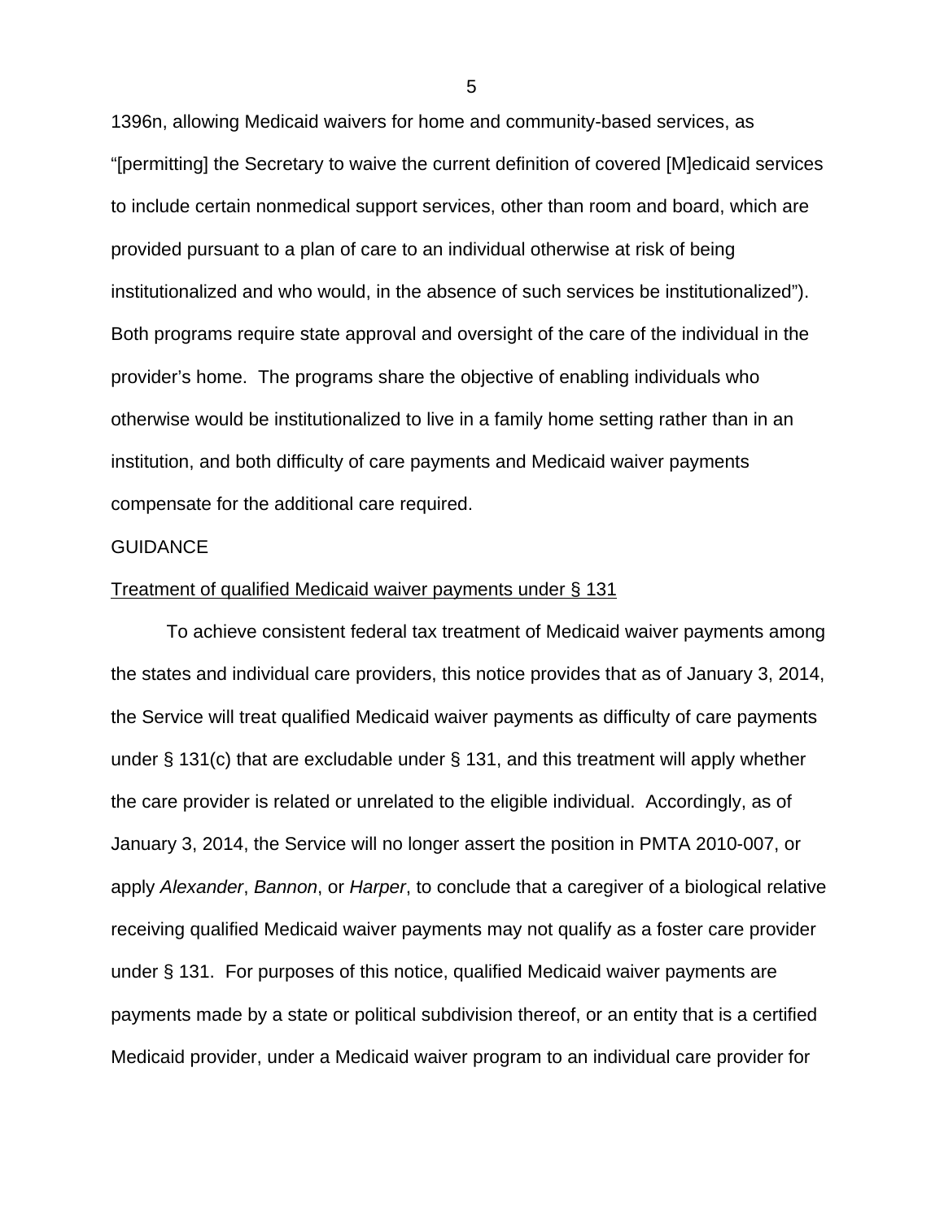1396n, allowing Medicaid waivers for home and community-based services, as "[permitting] the Secretary to waive the current definition of covered [M]edicaid services to include certain nonmedical support services, other than room and board, which are provided pursuant to a plan of care to an individual otherwise at risk of being institutionalized and who would, in the absence of such services be institutionalized"). Both programs require state approval and oversight of the care of the individual in the provider's home. The programs share the objective of enabling individuals who otherwise would be institutionalized to live in a family home setting rather than in an institution, and both difficulty of care payments and Medicaid waiver payments compensate for the additional care required.

GUIDANCE

<u>Treatment of qualified Medicaid waiver payments under § 131</u>

To achieve consistent federal tax treatment of Medicaid waiver payments among the states and individual care providers, this notice provides that as of January 3, 2014, the Service will treat qualified Medicaid waiver payments as difficulty of care payments under § 131(c) that are excludable under § 131, and this treatment will apply whether the care provider is related or unrelated to the eligible individual. Accordingly, as of January 3, 2014, the Service will no longer assert the position in PMTA 2010-007, or apply *Alexander*, *Bannon*, or *Harper*, to conclude that a caregiver of a biological relative receiving qualified Medicaid waiver payments may not qualify as a foster care provider under § 131. For purposes of this notice, qualified Medicaid waiver payments are payments made by a state or political subdivision thereof, or an entity that is a certified Medicaid provider, under a Medicaid waiver program to an individual care provider for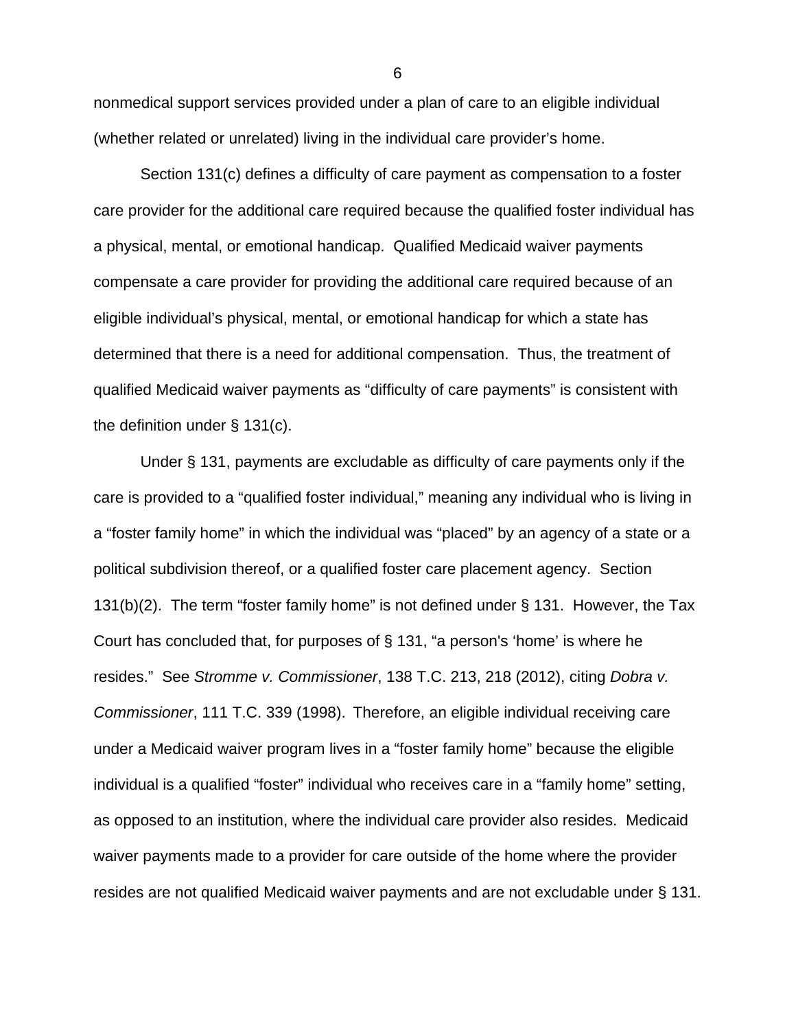nonmedical support services provided under a plan of care to an eligible individual (whether related or unrelated) living in the individual care provider's home.

Section 131(c) defines a difficulty of care payment as compensation to a foster care provider for the additional care required because the qualified foster individual has a physical, mental, or emotional handicap. Qualified Medicaid waiver payments compensate a care provider for providing the additional care required because of an eligible individual's physical, mental, or emotional handicap for which a state has determined that there is a need for additional compensation. Thus, the treatment of qualified Medicaid waiver payments as "difficulty of care payments" is consistent with the definition under § 131(c).

Under § 131, payments are excludable as difficulty of care payments only if the care is provided to a "qualified foster individual," meaning any individual who is living in a "foster family home" in which the individual was "placed" by an agency of a state or a political subdivision thereof, or a qualified foster care placement agency. Section 131(b)(2). The term "foster family home" is not defined under § 131. However, the Tax Court has concluded that, for purposes of § 131, "a person's 'home' is where he resides." See *Stromme v. Commissioner*, 138 T.C. 213, 218 (2012), citing *Dobra v. Commissioner*, 111 T.C. 339 (1998). Therefore, an eligible individual receiving care under a Medicaid waiver program lives in a "foster family home" because the eligible individual is a qualified "foster" individual who receives care in a "family home" setting, as opposed to an institution, where the individual care provider also resides. Medicaid waiver payments made to a provider for care outside of the home where the provider resides are not qualified Medicaid waiver payments and are not excludable under § 131.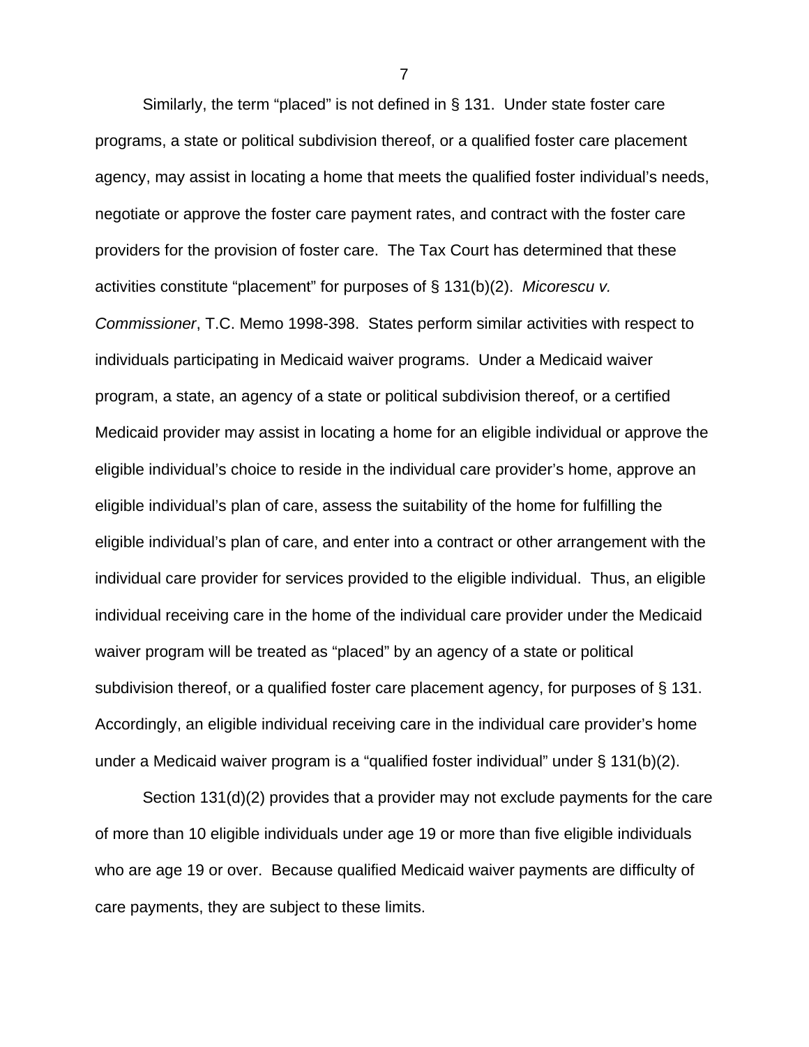Similarly, the term "placed" is not defined in § 131. Under state foster care programs, a state or political subdivision thereof, or a qualified foster care placement agency, may assist in locating a home that meets the qualified foster individual's needs, negotiate or approve the foster care payment rates, and contract with the foster care providers for the provision of foster care. The Tax Court has determined that these activities constitute "placement" for purposes of § 131(b)(2). *Micorescu v. Commissioner*, T.C. Memo 1998-398. States perform similar activities with respect to individuals participating in Medicaid waiver programs. Under a Medicaid waiver program, a state, an agency of a state or political subdivision thereof, or a certified Medicaid provider may assist in locating a home for an eligible individual or approve the eligible individual's choice to reside in the individual care provider's home, approve an eligible individual's plan of care, assess the suitability of the home for fulfilling the eligible individual's plan of care, and enter into a contract or other arrangement with the individual care provider for services provided to the eligible individual. Thus, an eligible individual receiving care in the home of the individual care provider under the Medicaid waiver program will be treated as "placed" by an agency of a state or political subdivision thereof, or a qualified foster care placement agency, for purposes of § 131. Accordingly, an eligible individual receiving care in the individual care provider's home under a Medicaid waiver program is a "qualified foster individual" under § 131(b)(2).

Section 131(d)(2) provides that a provider may not exclude payments for the care of more than 10 eligible individuals under age 19 or more than five eligible individuals who are age 19 or over. Because qualified Medicaid waiver payments are difficulty of care payments, they are subject to these limits.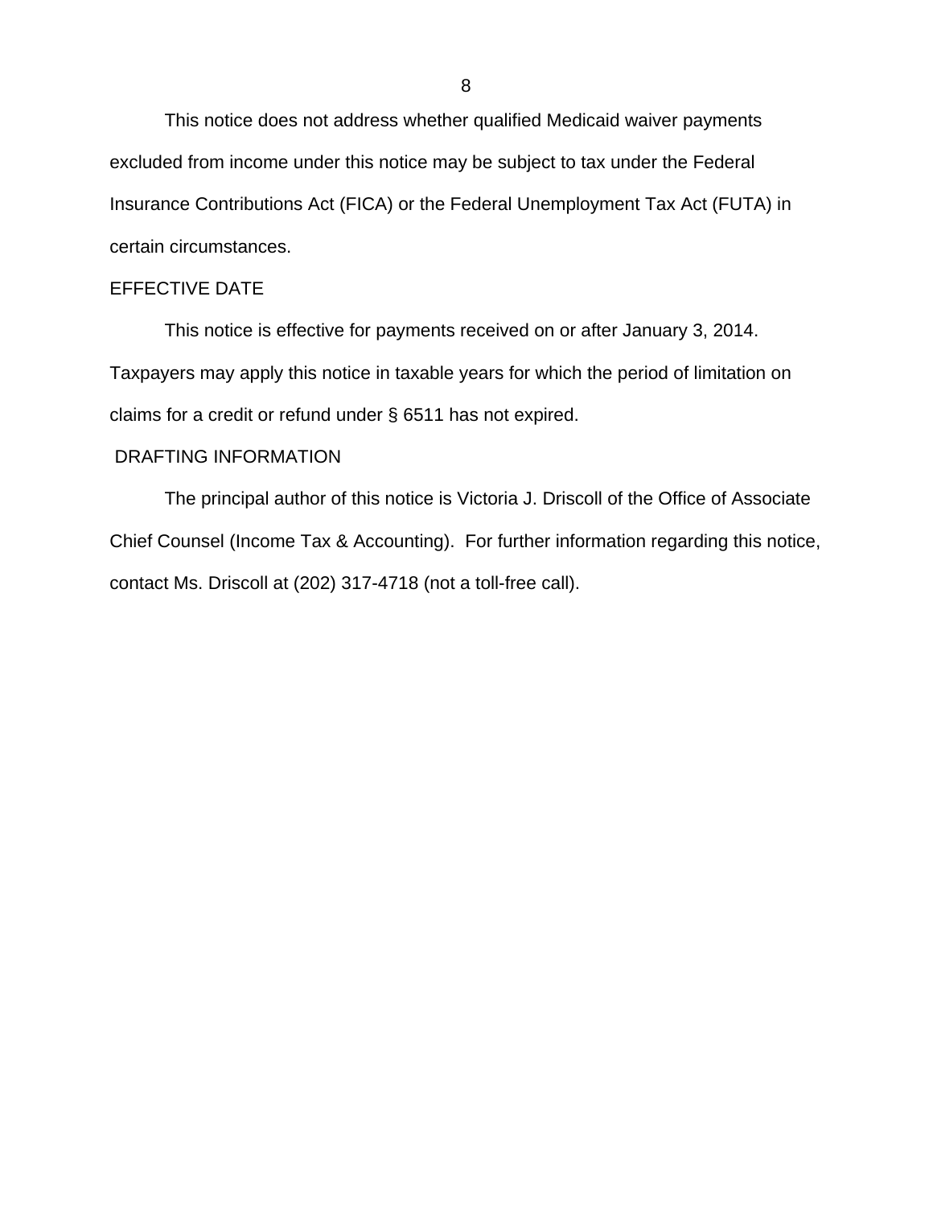This notice does not address whether qualified Medicaid waiver payments excluded from income under this notice may be subject to tax under the Federal Insurance Contributions Act (FICA) or the Federal Unemployment Tax Act (FUTA) in certain circumstances.

## EFFECTIVE DATE

This notice is effective for payments received on or after January 3, 2014. Taxpayers may apply this notice in taxable years for which the period of limitation on claims for a credit or refund under § 6511 has not expired.

## DRAFTING INFORMATION

The principal author of this notice is Victoria J. Driscoll of the Office of Associate Chief Counsel (Income Tax & Accounting). For further information regarding this notice, contact Ms. Driscoll at (202) 317-4718 (not a toll-free call).